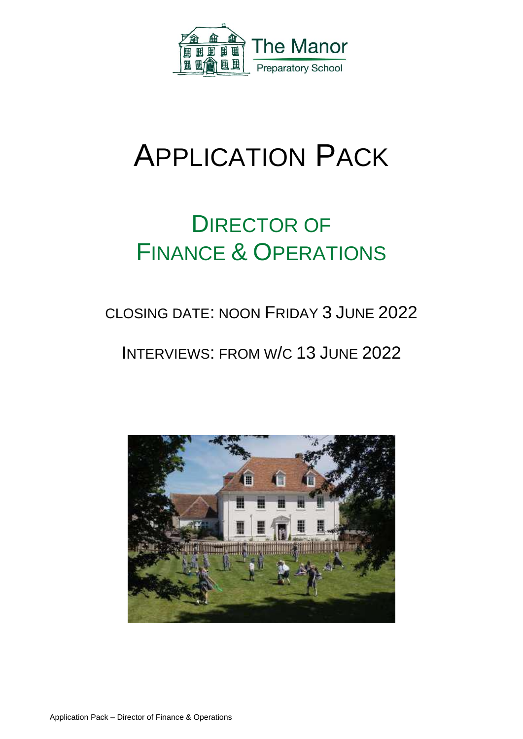The Manor

Preparatory School

# APPLICATION PACK

## DIRECTOR OF FINANCE & OPERATIONS

CLOSING DATE: NOON FRIDAY 3 JUNE 2022

INTERVIEWS: FROM W/C 13 JUNE 2022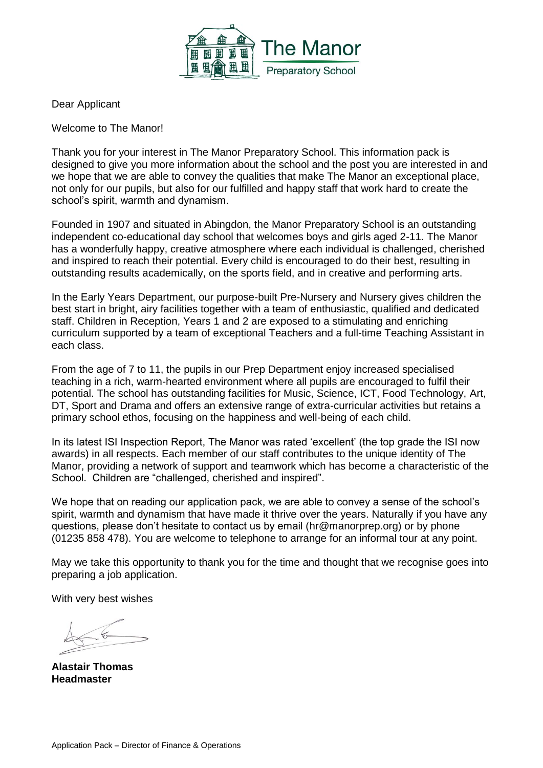Dear Applicant

Welcome to The Manor!

Thank you for your interest in The Manor Preparatory School. This information pack is designed to give you more information about the school and the post you are interested in and we hope that we are able to convey the qualities that make The Manor an exceptional place, not only for our pupils, but also for our fulfilled and happy staff that work hard to create the school's spirit, warmth and dynamism.

Founded in 1907 and situated in Abingdon, the Manor Preparatory School is an outstanding independent co-educational day school that welcomes boys and girls aged 2-11. The Manor has a wonderfully happy, creative atmosphere where each individual is challenged, cherished and inspired to reach their potential. Every child is encouraged to do their best, resulting in outstanding results academically, on the sports field, and in creative and performing arts.

In the Early Years Department, our purpose-built Pre-Nursery and Nursery gives children the best start in bright, airy facilities together with a team of enthusiastic, qualified and dedicated staff. Children in Reception, Years 1 and 2 are exposed to a stimulating and enriching curriculum supported by a team of exceptional Teachers and a full-time Teaching Assistant in each class.

From the age of 7 to 11, the pupils in our Prep Department enjoy increased specialised teaching in a rich, warm-hearted environment where all pupils are encouraged to fulfil their potential. The school has outstanding facilities for Music, Science, ICT, Food Technology, Art, DT, Sport and Drama and offers an extensive range of extra-curricular activities but retains a primary school ethos, focusing on the happiness and well-being of each child.

In its latest ISI Inspection Report, The Manor was rated 'excellent' (the top grade the ISI now awards) in all respects. Each member of our staff contributes to the unique identity of The Manor, providing a network of support and teamwork which has become a characteristic of the School. Children are "challenged, cherished and inspired".

We hope that on reading our application pack, we are able to convey a sense of the school's spirit, warmth and dynamism that have made it thrive over the years. Naturally if you have any questions, please don't hesitate to contact us by email (hr@manorprep.org) or by phone (01235 858 478). You are welcome to telephone to arrange for an informal tour at any point.

May we take this opportunity to thank you for the time and thought that we recognise goes into preparing a job application.

With very best wishes

**Alastair Thomas**
**Headmaster**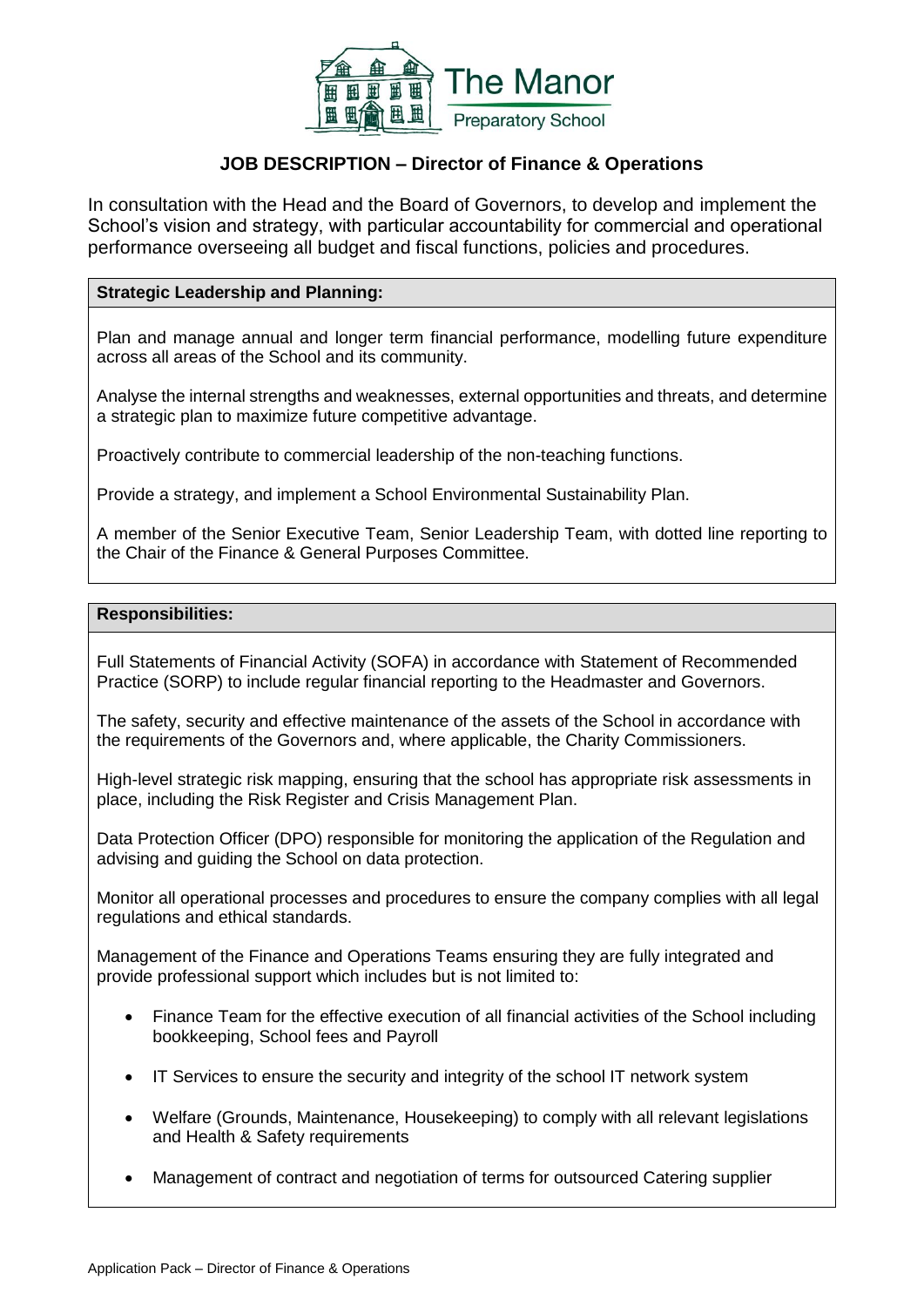# JOB DESCRIPTION – Director of Finance & Operations

In consultation with the Head and the Board of Governors, to develop and implement the School's vision and strategy, with particular accountability for commercial and operational performance overseeing all budget and fiscal functions, policies and procedures.

## Strategic Leadership and Planning:

Plan and manage annual and longer term financial performance, modelling future expenditure across all areas of the School and its community.

Analyse the internal strengths and weaknesses, external opportunities and threats, and determine a strategic plan to maximize future competitive advantage.

Proactively contribute to commercial leadership of the non-teaching functions.

Provide a strategy, and implement a School Environmental Sustainability Plan.

A member of the Senior Executive Team, Senior Leadership Team, with dotted line reporting to the Chair of the Finance & General Purposes Committee.

## Responsibilities:

Full Statements of Financial Activity (SOFA) in accordance with Statement of Recommended Practice (SORP) to include regular financial reporting to the Headmaster and Governors.

The safety, security and effective maintenance of the assets of the School in accordance with the requirements of the Governors and, where applicable, the Charity Commissioners.

High-level strategic risk mapping, ensuring that the school has appropriate risk assessments in place, including the Risk Register and Crisis Management Plan.

Data Protection Officer (DPO) responsible for monitoring the application of the Regulation and advising and guiding the School on data protection.

Monitor all operational processes and procedures to ensure the company complies with all legal regulations and ethical standards.

Management of the Finance and Operations Teams ensuring they are fully integrated and provide professional support which includes but is not limited to:

- Finance Team for the effective execution of all financial activities of the School including bookkeeping, School fees and Payroll
- IT Services to ensure the security and integrity of the school IT network system
- Welfare (Grounds, Maintenance, Housekeeping) to comply with all relevant legislations and Health & Safety requirements
- Management of contract and negotiation of terms for outsourced Catering supplier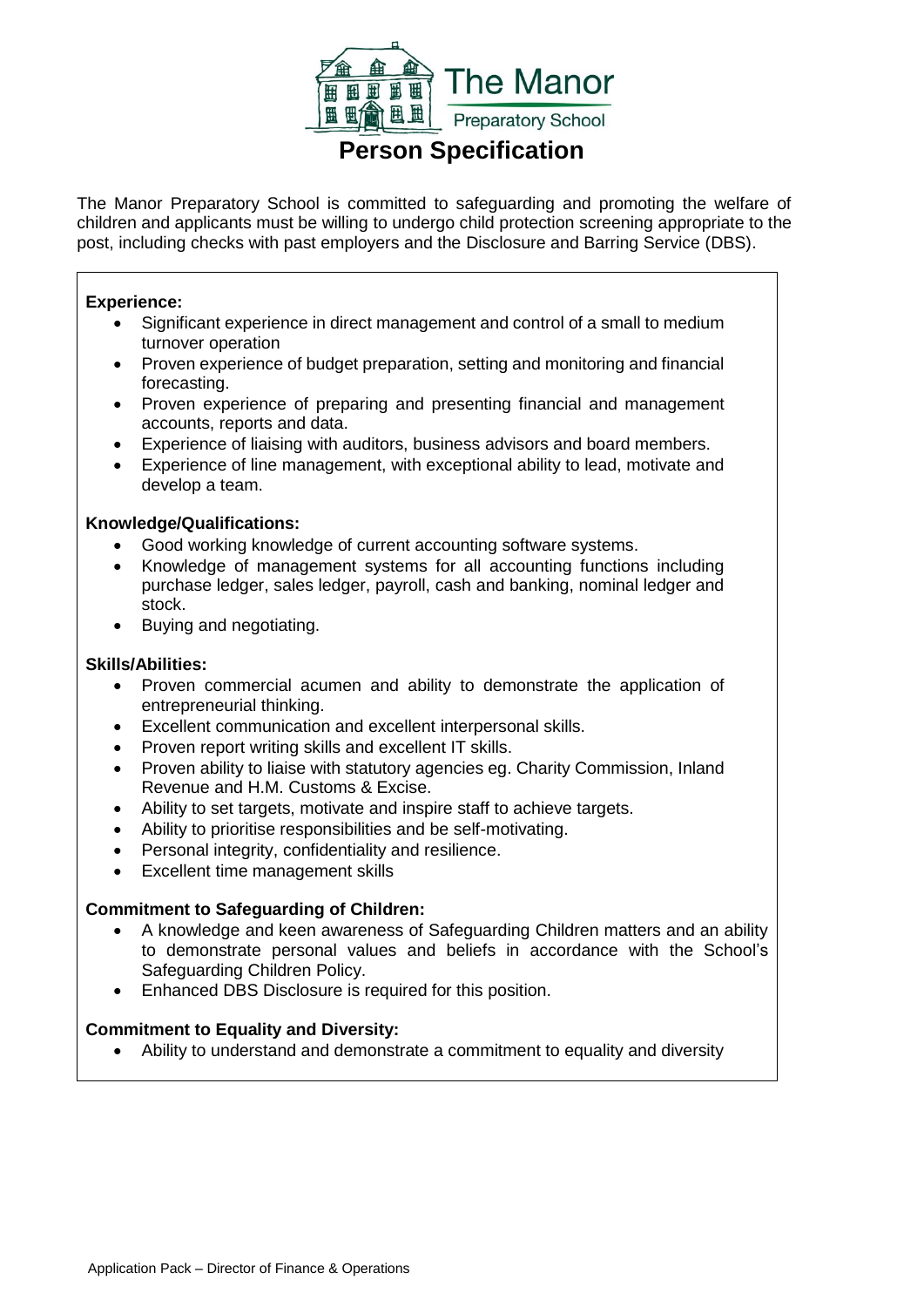# Person Specification

The Manor Preparatory School is committed to safeguarding and promoting the welfare of children and applicants must be willing to undergo child protection screening appropriate to the post, including checks with past employers and the Disclosure and Barring Service (DBS).

**Experience:**

- Significant experience in direct management and control of a small to medium turnover operation
- Proven experience of budget preparation, setting and monitoring and financial forecasting.
- Proven experience of preparing and presenting financial and management accounts, reports and data.
- Experience of liaising with auditors, business advisors and board members.
- Experience of line management, with exceptional ability to lead, motivate and develop a team.

**Knowledge/Qualifications:**

- Good working knowledge of current accounting software systems.
- Knowledge of management systems for all accounting functions including purchase ledger, sales ledger, payroll, cash and banking, nominal ledger and stock.
- Buying and negotiating.

**Skills/Abilities:**

- Proven commercial acumen and ability to demonstrate the application of entrepreneurial thinking.
- Excellent communication and excellent interpersonal skills.
- Proven report writing skills and excellent IT skills.
- Proven ability to liaise with statutory agencies eg. Charity Commission, Inland Revenue and H.M. Customs & Excise.
- Ability to set targets, motivate and inspire staff to achieve targets.
- Ability to prioritise responsibilities and be self-motivating.
- Personal integrity, confidentiality and resilience.
- Excellent time management skills

**Commitment to Safeguarding of Children:**

- A knowledge and keen awareness of Safeguarding Children matters and an ability to demonstrate personal values and beliefs in accordance with the School's Safeguarding Children Policy.
- Enhanced DBS Disclosure is required for this position.

**Commitment to Equality and Diversity:**

- Ability to understand and demonstrate a commitment to equality and diversity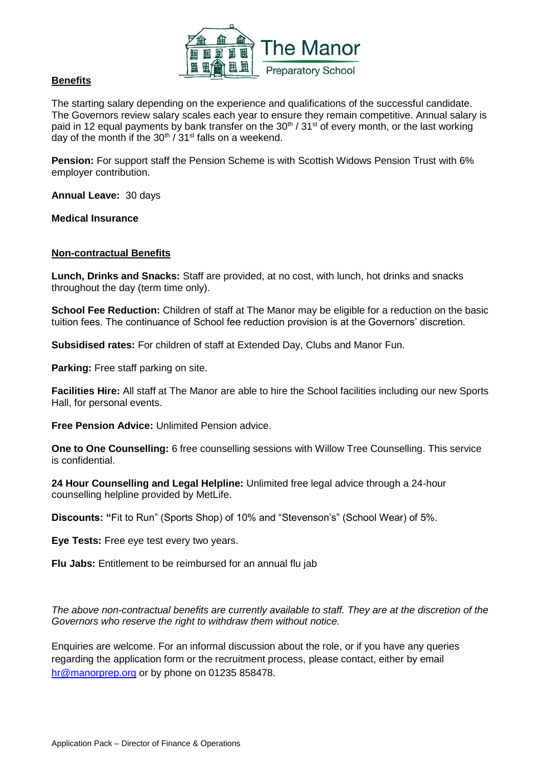## Benefits

The starting salary depending on the experience and qualifications of the successful candidate. The Governors review salary scales each year to ensure they remain competitive. Annual salary is paid in 12 equal payments by bank transfer on the 30th / 31st of every month, or the last working day of the month if the 30th / 31st falls on a weekend.

**Pension:** For support staff the Pension Scheme is with Scottish Widows Pension Trust with 6% employer contribution.

**Annual Leave:** 30 days

**Medical Insurance**

## Non-contractual Benefits

**Lunch, Drinks and Snacks:** Staff are provided, at no cost, with lunch, hot drinks and snacks throughout the day (term time only).

**School Fee Reduction:** Children of staff at The Manor may be eligible for a reduction on the basic tuition fees. The continuance of School fee reduction provision is at the Governors' discretion.

**Subsidised rates:** For children of staff at Extended Day, Clubs and Manor Fun.

**Parking:** Free staff parking on site.

**Facilities Hire:** All staff at The Manor are able to hire the School facilities including our new Sports Hall, for personal events.

**Free Pension Advice:** Unlimited Pension advice.

**One to One Counselling:** 6 free counselling sessions with Willow Tree Counselling. This service is confidential.

**24 Hour Counselling and Legal Helpline:** Unlimited free legal advice through a 24-hour counselling helpline provided by MetLife.

**Discounts: "**Fit to Run" (Sports Shop) of 10% and "Stevenson's" (School Wear) of 5%.

**Eye Tests:** Free eye test every two years.

**Flu Jabs:** Entitlement to be reimbursed for an annual flu jab

*The above non-contractual benefits are currently available to staff. They are at the discretion of the Governors who reserve the right to withdraw them without notice.*

Enquiries are welcome. For an informal discussion about the role, or if you have any queries regarding the application form or the recruitment process, please contact, either by email hr@manorprep.org or by phone on 01235 858478.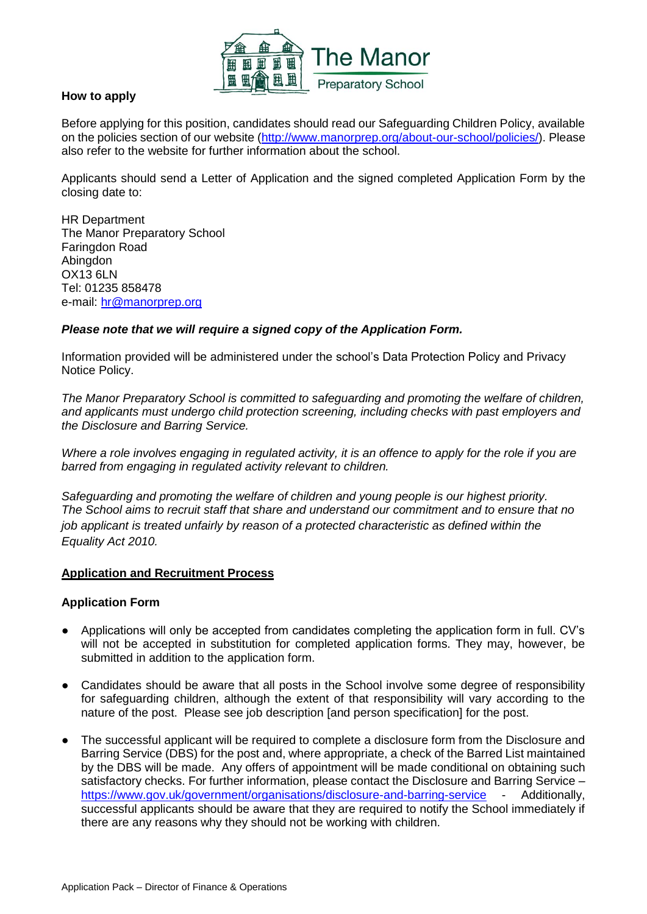**How to apply**

Before applying for this position, candidates should read our Safeguarding Children Policy, available on the policies section of our website (http://www.manorprep.org/about-our-school/policies/). Please also refer to the website for further information about the school.

Applicants should send a Letter of Application and the signed completed Application Form by the closing date to:

HR Department
The Manor Preparatory School
Faringdon Road
Abingdon
OX13 6LN
Tel: 01235 858478
e-mail: hr@manorprep.org

***Please note that we will require a signed copy of the Application Form.***

Information provided will be administered under the school's Data Protection Policy and Privacy Notice Policy.

*The Manor Preparatory School is committed to safeguarding and promoting the welfare of children, and applicants must undergo child protection screening, including checks with past employers and the Disclosure and Barring Service.*

*Where a role involves engaging in regulated activity, it is an offence to apply for the role if you are barred from engaging in regulated activity relevant to children.*

*Safeguarding and promoting the welfare of children and young people is our highest priority. The School aims to recruit staff that share and understand our commitment and to ensure that no job applicant is treated unfairly by reason of a protected characteristic as defined within the Equality Act 2010.*

**Application and Recruitment Process**

**Application Form**

- Applications will only be accepted from candidates completing the application form in full. CV's will not be accepted in substitution for completed application forms. They may, however, be submitted in addition to the application form.
- Candidates should be aware that all posts in the School involve some degree of responsibility for safeguarding children, although the extent of that responsibility will vary according to the nature of the post. Please see job description [and person specification] for the post.
- The successful applicant will be required to complete a disclosure form from the Disclosure and Barring Service (DBS) for the post and, where appropriate, a check of the Barred List maintained by the DBS will be made. Any offers of appointment will be made conditional on obtaining such satisfactory checks. For further information, please contact the Disclosure and Barring Service – https://www.gov.uk/government/organisations/disclosure-and-barring-service - Additionally, successful applicants should be aware that they are required to notify the School immediately if there are any reasons why they should not be working with children.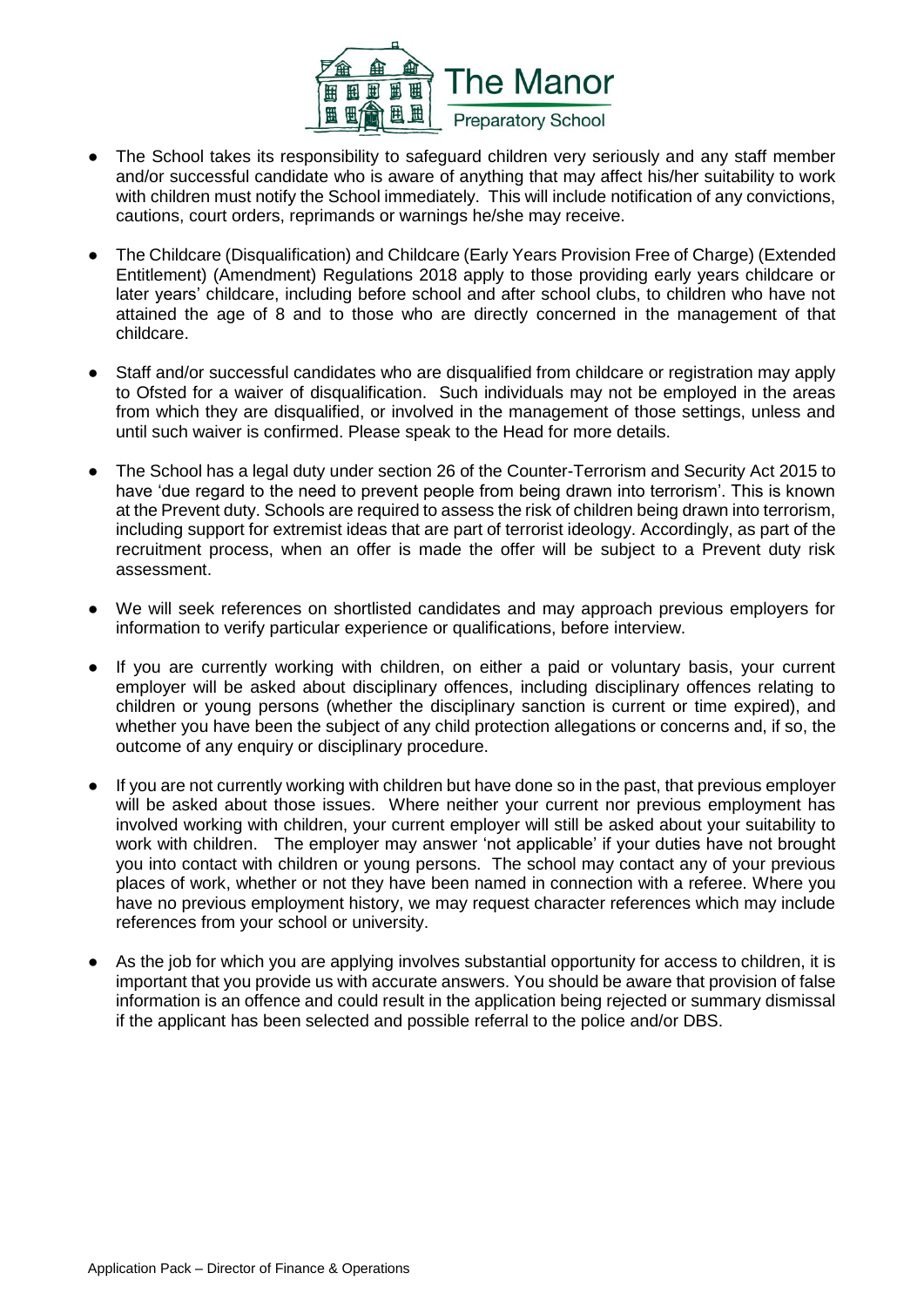- The School takes its responsibility to safeguard children very seriously and any staff member and/or successful candidate who is aware of anything that may affect his/her suitability to work with children must notify the School immediately. This will include notification of any convictions, cautions, court orders, reprimands or warnings he/she may receive.

- The Childcare (Disqualification) and Childcare (Early Years Provision Free of Charge) (Extended Entitlement) (Amendment) Regulations 2018 apply to those providing early years childcare or later years' childcare, including before school and after school clubs, to children who have not attained the age of 8 and to those who are directly concerned in the management of that childcare.

- Staff and/or successful candidates who are disqualified from childcare or registration may apply to Ofsted for a waiver of disqualification. Such individuals may not be employed in the areas from which they are disqualified, or involved in the management of those settings, unless and until such waiver is confirmed. Please speak to the Head for more details.

- The School has a legal duty under section 26 of the Counter-Terrorism and Security Act 2015 to have 'due regard to the need to prevent people from being drawn into terrorism'. This is known at the Prevent duty. Schools are required to assess the risk of children being drawn into terrorism, including support for extremist ideas that are part of terrorist ideology. Accordingly, as part of the recruitment process, when an offer is made the offer will be subject to a Prevent duty risk assessment.

- We will seek references on shortlisted candidates and may approach previous employers for information to verify particular experience or qualifications, before interview.

- If you are currently working with children, on either a paid or voluntary basis, your current employer will be asked about disciplinary offences, including disciplinary offences relating to children or young persons (whether the disciplinary sanction is current or time expired), and whether you have been the subject of any child protection allegations or concerns and, if so, the outcome of any enquiry or disciplinary procedure.

- If you are not currently working with children but have done so in the past, that previous employer will be asked about those issues. Where neither your current nor previous employment has involved working with children, your current employer will still be asked about your suitability to work with children. The employer may answer 'not applicable' if your duties have not brought you into contact with children or young persons. The school may contact any of your previous places of work, whether or not they have been named in connection with a referee. Where you have no previous employment history, we may request character references which may include references from your school or university.

- As the job for which you are applying involves substantial opportunity for access to children, it is important that you provide us with accurate answers. You should be aware that provision of false information is an offence and could result in the application being rejected or summary dismissal if the applicant has been selected and possible referral to the police and/or DBS.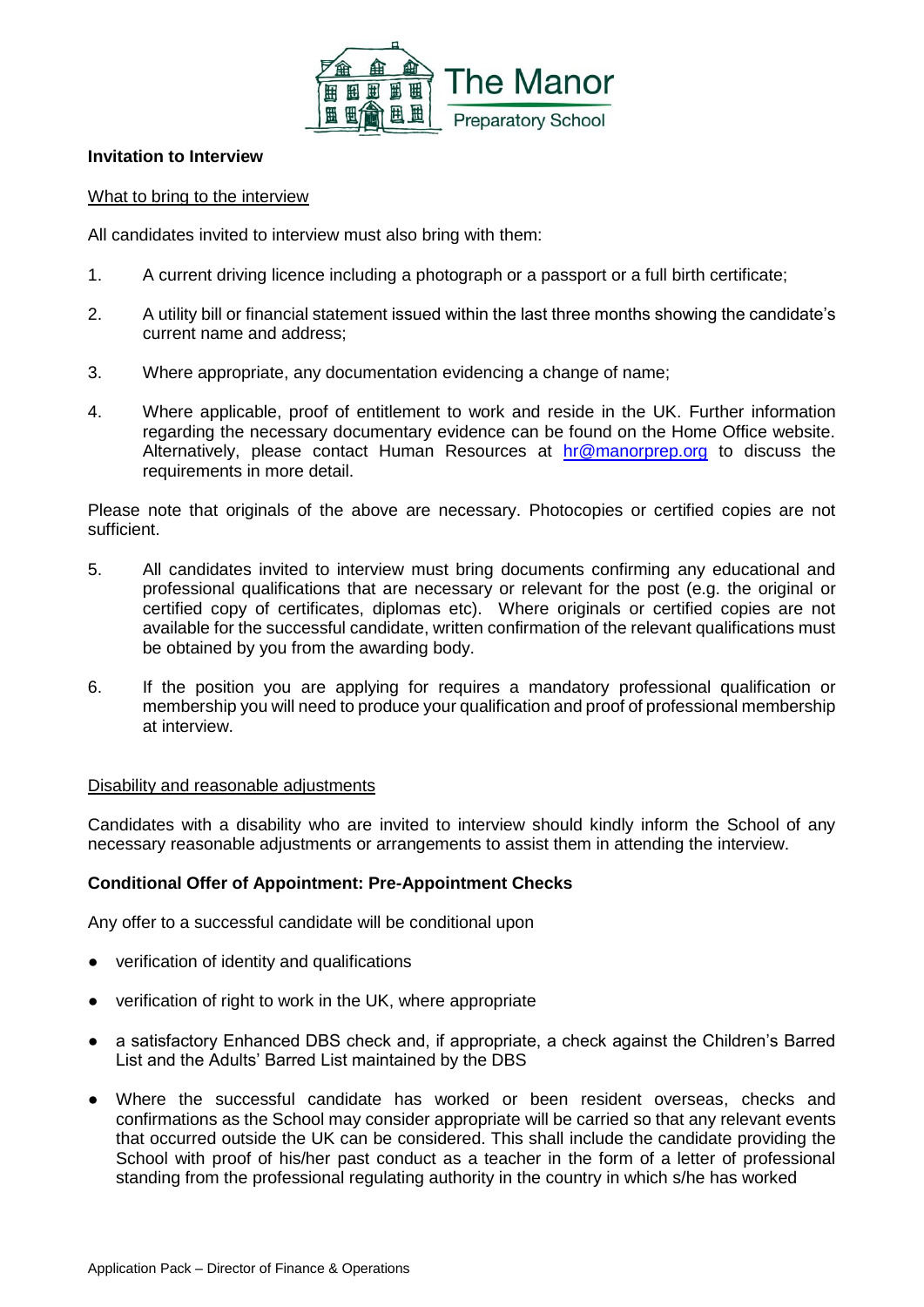**Invitation to Interview**

What to bring to the interview

All candidates invited to interview must also bring with them:

1. A current driving licence including a photograph or a passport or a full birth certificate;

2. A utility bill or financial statement issued within the last three months showing the candidate's current name and address;

3. Where appropriate, any documentation evidencing a change of name;

4. Where applicable, proof of entitlement to work and reside in the UK. Further information regarding the necessary documentary evidence can be found on the Home Office website. Alternatively, please contact Human Resources at [hr@manorprep.org](mailto:hr@manorprep.org) to discuss the requirements in more detail.

Please note that originals of the above are necessary. Photocopies or certified copies are not sufficient.

5. All candidates invited to interview must bring documents confirming any educational and professional qualifications that are necessary or relevant for the post (e.g. the original or certified copy of certificates, diplomas etc). Where originals or certified copies are not available for the successful candidate, written confirmation of the relevant qualifications must be obtained by you from the awarding body.

6. If the position you are applying for requires a mandatory professional qualification or membership you will need to produce your qualification and proof of professional membership at interview.

Disability and reasonable adjustments

Candidates with a disability who are invited to interview should kindly inform the School of any necessary reasonable adjustments or arrangements to assist them in attending the interview.

**Conditional Offer of Appointment: Pre-Appointment Checks**

Any offer to a successful candidate will be conditional upon

- verification of identity and qualifications
- verification of right to work in the UK, where appropriate
- a satisfactory Enhanced DBS check and, if appropriate, a check against the Children's Barred List and the Adults' Barred List maintained by the DBS
- Where the successful candidate has worked or been resident overseas, checks and confirmations as the School may consider appropriate will be carried so that any relevant events that occurred outside the UK can be considered. This shall include the candidate providing the School with proof of his/her past conduct as a teacher in the form of a letter of professional standing from the professional regulating authority in the country in which s/he has worked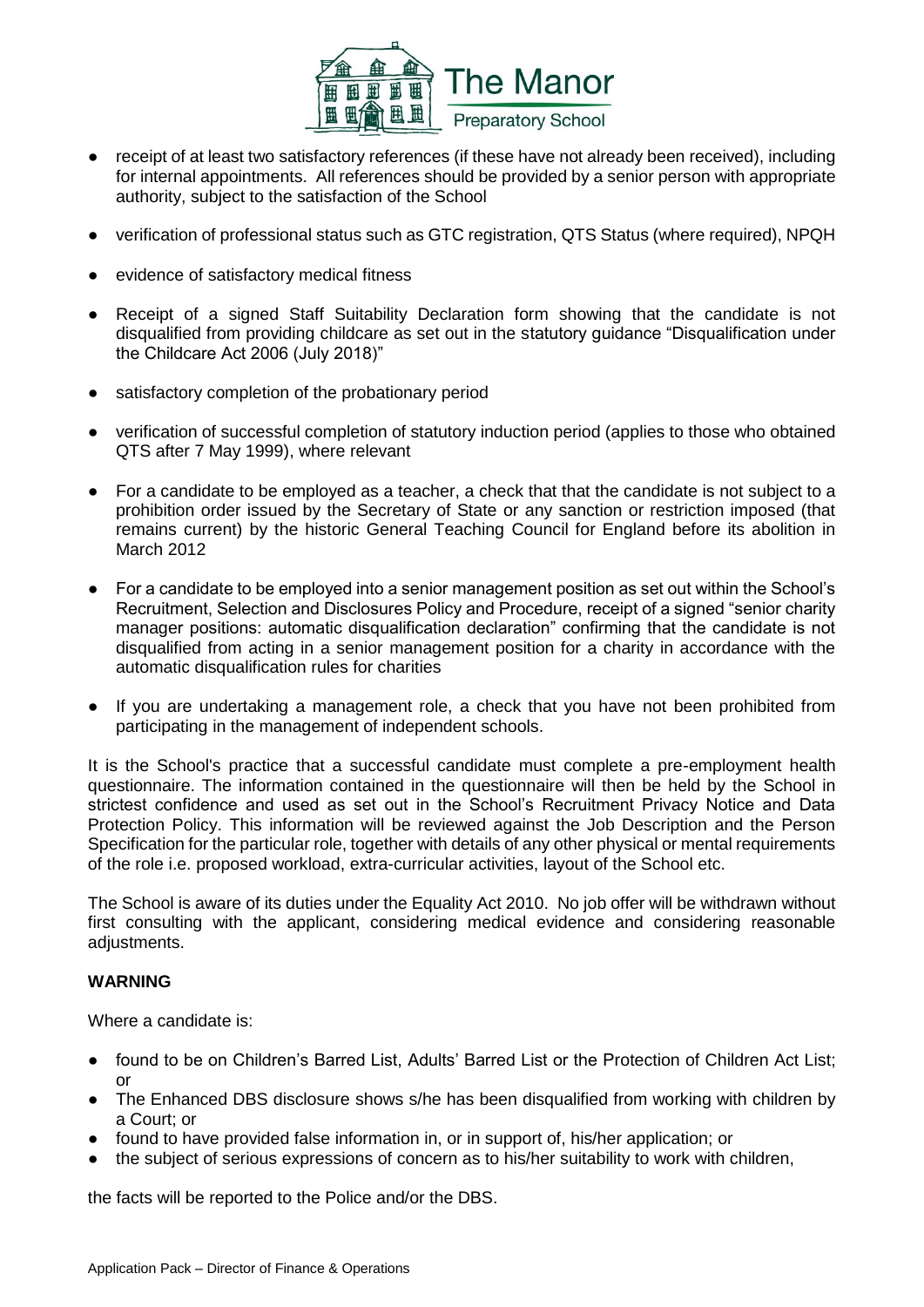- receipt of at least two satisfactory references (if these have not already been received), including for internal appointments. All references should be provided by a senior person with appropriate authority, subject to the satisfaction of the School
- verification of professional status such as GTC registration, QTS Status (where required), NPQH
- evidence of satisfactory medical fitness
- Receipt of a signed Staff Suitability Declaration form showing that the candidate is not disqualified from providing childcare as set out in the statutory guidance "Disqualification under the Childcare Act 2006 (July 2018)"
- satisfactory completion of the probationary period
- verification of successful completion of statutory induction period (applies to those who obtained QTS after 7 May 1999), where relevant
- For a candidate to be employed as a teacher, a check that that the candidate is not subject to a prohibition order issued by the Secretary of State or any sanction or restriction imposed (that remains current) by the historic General Teaching Council for England before its abolition in March 2012
- For a candidate to be employed into a senior management position as set out within the School's Recruitment, Selection and Disclosures Policy and Procedure, receipt of a signed "senior charity manager positions: automatic disqualification declaration" confirming that the candidate is not disqualified from acting in a senior management position for a charity in accordance with the automatic disqualification rules for charities
- If you are undertaking a management role, a check that you have not been prohibited from participating in the management of independent schools.

It is the School's practice that a successful candidate must complete a pre-employment health questionnaire. The information contained in the questionnaire will then be held by the School in strictest confidence and used as set out in the School's Recruitment Privacy Notice and Data Protection Policy. This information will be reviewed against the Job Description and the Person Specification for the particular role, together with details of any other physical or mental requirements of the role i.e. proposed workload, extra-curricular activities, layout of the School etc.

The School is aware of its duties under the Equality Act 2010. No job offer will be withdrawn without first consulting with the applicant, considering medical evidence and considering reasonable adjustments.

**WARNING**

Where a candidate is:

- found to be on Children's Barred List, Adults' Barred List or the Protection of Children Act List; or
- The Enhanced DBS disclosure shows s/he has been disqualified from working with children by a Court; or
- found to have provided false information in, or in support of, his/her application; or
- the subject of serious expressions of concern as to his/her suitability to work with children,

the facts will be reported to the Police and/or the DBS.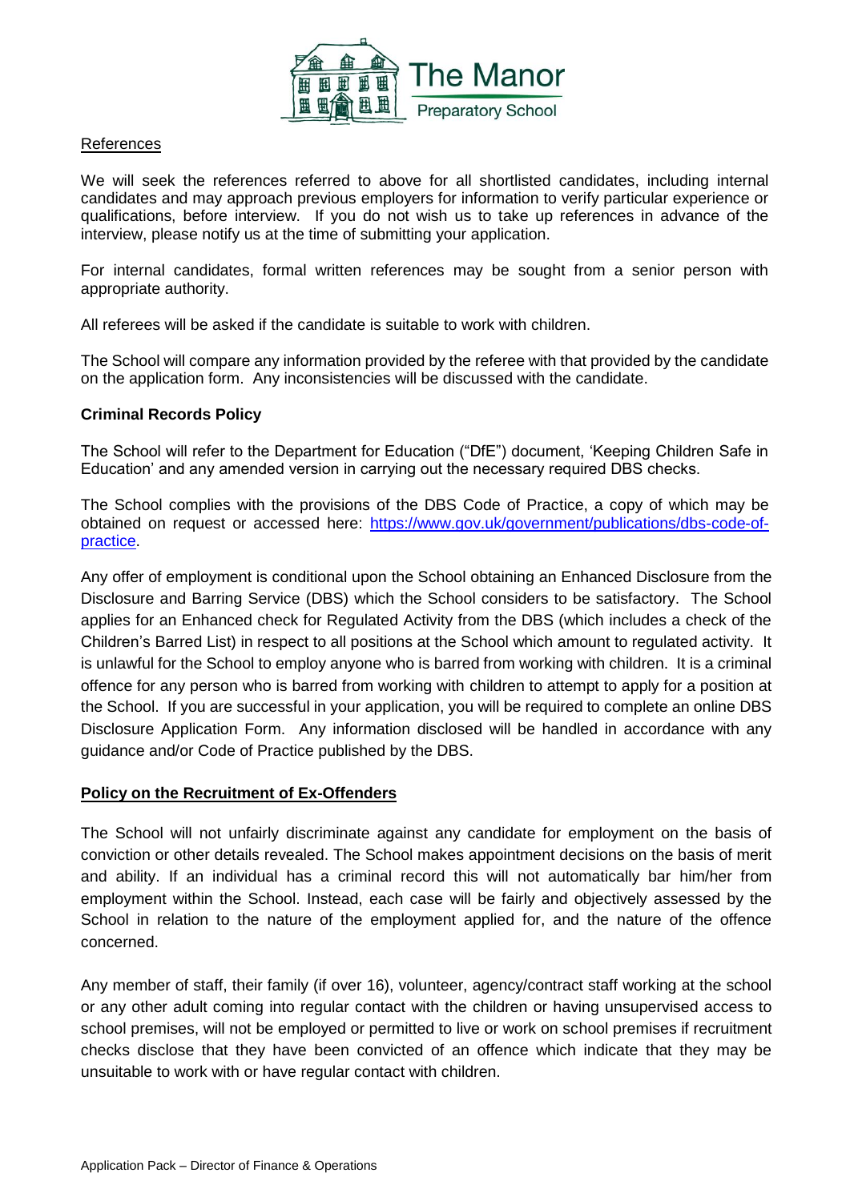## References

We will seek the references referred to above for all shortlisted candidates, including internal candidates and may approach previous employers for information to verify particular experience or qualifications, before interview. If you do not wish us to take up references in advance of the interview, please notify us at the time of submitting your application.

For internal candidates, formal written references may be sought from a senior person with appropriate authority.

All referees will be asked if the candidate is suitable to work with children.

The School will compare any information provided by the referee with that provided by the candidate on the application form. Any inconsistencies will be discussed with the candidate.

## Criminal Records Policy

The School will refer to the Department for Education ("DfE") document, 'Keeping Children Safe in Education' and any amended version in carrying out the necessary required DBS checks.

The School complies with the provisions of the DBS Code of Practice, a copy of which may be obtained on request or accessed here: [https://www.gov.uk/government/publications/dbs-code-of-practice](https://www.gov.uk/government/publications/dbs-code-of-practice).

Any offer of employment is conditional upon the School obtaining an Enhanced Disclosure from the Disclosure and Barring Service (DBS) which the School considers to be satisfactory. The School applies for an Enhanced check for Regulated Activity from the DBS (which includes a check of the Children's Barred List) in respect to all positions at the School which amount to regulated activity. It is unlawful for the School to employ anyone who is barred from working with children. It is a criminal offence for any person who is barred from working with children to attempt to apply for a position at the School. If you are successful in your application, you will be required to complete an online DBS Disclosure Application Form. Any information disclosed will be handled in accordance with any guidance and/or Code of Practice published by the DBS.

## Policy on the Recruitment of Ex-Offenders

The School will not unfairly discriminate against any candidate for employment on the basis of conviction or other details revealed. The School makes appointment decisions on the basis of merit and ability. If an individual has a criminal record this will not automatically bar him/her from employment within the School. Instead, each case will be fairly and objectively assessed by the School in relation to the nature of the employment applied for, and the nature of the offence concerned.

Any member of staff, their family (if over 16), volunteer, agency/contract staff working at the school or any other adult coming into regular contact with the children or having unsupervised access to school premises, will not be employed or permitted to live or work on school premises if recruitment checks disclose that they have been convicted of an offence which indicate that they may be unsuitable to work with or have regular contact with children.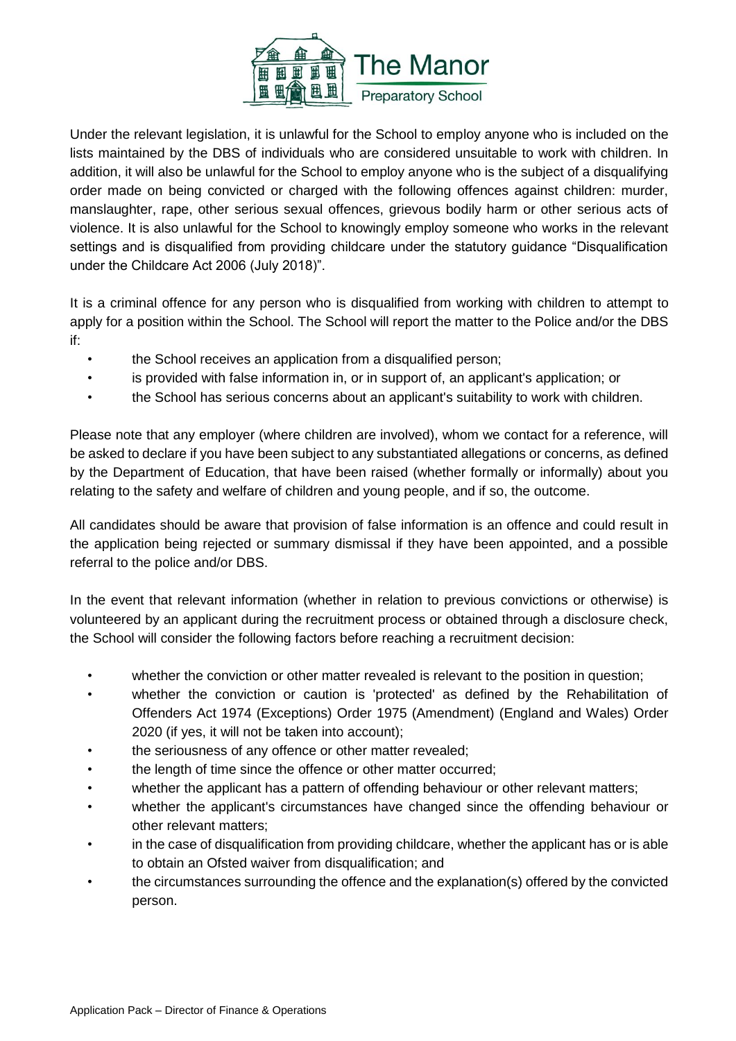Under the relevant legislation, it is unlawful for the School to employ anyone who is included on the lists maintained by the DBS of individuals who are considered unsuitable to work with children. In addition, it will also be unlawful for the School to employ anyone who is the subject of a disqualifying order made on being convicted or charged with the following offences against children: murder, manslaughter, rape, other serious sexual offences, grievous bodily harm or other serious acts of violence. It is also unlawful for the School to knowingly employ someone who works in the relevant settings and is disqualified from providing childcare under the statutory guidance "Disqualification under the Childcare Act 2006 (July 2018)".

It is a criminal offence for any person who is disqualified from working with children to attempt to apply for a position within the School. The School will report the matter to the Police and/or the DBS if:

- the School receives an application from a disqualified person;
- is provided with false information in, or in support of, an applicant's application; or
- the School has serious concerns about an applicant's suitability to work with children.

Please note that any employer (where children are involved), whom we contact for a reference, will be asked to declare if you have been subject to any substantiated allegations or concerns, as defined by the Department of Education, that have been raised (whether formally or informally) about you relating to the safety and welfare of children and young people, and if so, the outcome.

All candidates should be aware that provision of false information is an offence and could result in the application being rejected or summary dismissal if they have been appointed, and a possible referral to the police and/or DBS.

In the event that relevant information (whether in relation to previous convictions or otherwise) is volunteered by an applicant during the recruitment process or obtained through a disclosure check, the School will consider the following factors before reaching a recruitment decision:

- whether the conviction or other matter revealed is relevant to the position in question;
- whether the conviction or caution is 'protected' as defined by the Rehabilitation of Offenders Act 1974 (Exceptions) Order 1975 (Amendment) (England and Wales) Order 2020 (if yes, it will not be taken into account);
- the seriousness of any offence or other matter revealed;
- the length of time since the offence or other matter occurred;
- whether the applicant has a pattern of offending behaviour or other relevant matters;
- whether the applicant's circumstances have changed since the offending behaviour or other relevant matters;
- in the case of disqualification from providing childcare, whether the applicant has or is able to obtain an Ofsted waiver from disqualification; and
- the circumstances surrounding the offence and the explanation(s) offered by the convicted person.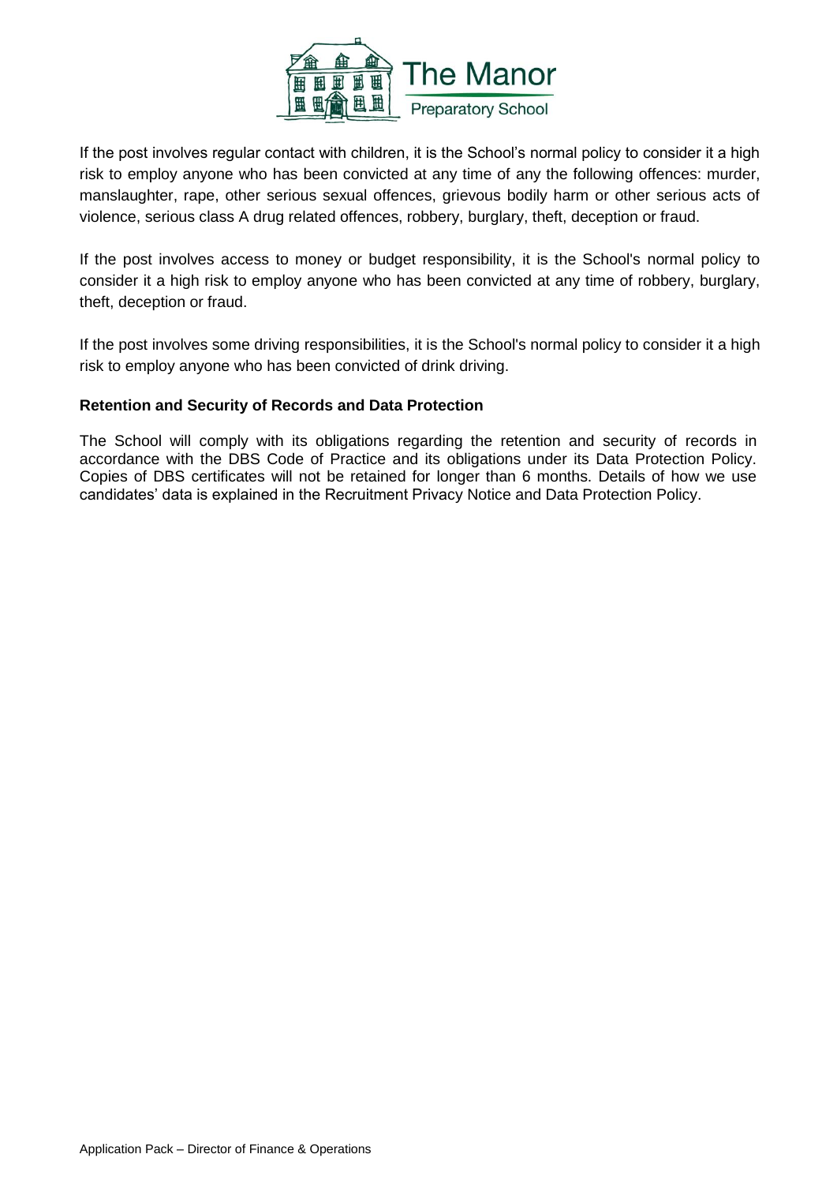If the post involves regular contact with children, it is the School's normal policy to consider it a high risk to employ anyone who has been convicted at any time of any the following offences: murder, manslaughter, rape, other serious sexual offences, grievous bodily harm or other serious acts of violence, serious class A drug related offences, robbery, burglary, theft, deception or fraud.

If the post involves access to money or budget responsibility, it is the School's normal policy to consider it a high risk to employ anyone who has been convicted at any time of robbery, burglary, theft, deception or fraud.

If the post involves some driving responsibilities, it is the School's normal policy to consider it a high risk to employ anyone who has been convicted of drink driving.

**Retention and Security of Records and Data Protection**

The School will comply with its obligations regarding the retention and security of records in accordance with the DBS Code of Practice and its obligations under its Data Protection Policy. Copies of DBS certificates will not be retained for longer than 6 months. Details of how we use candidates' data is explained in the Recruitment Privacy Notice and Data Protection Policy.